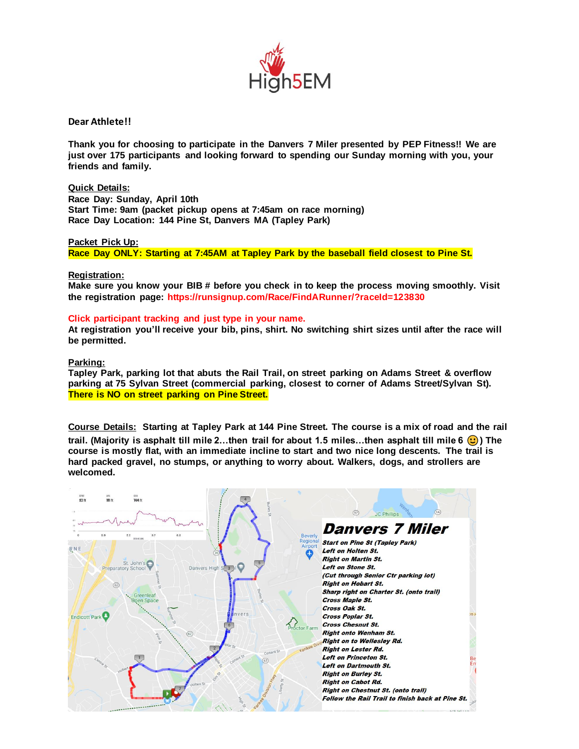High5EM

**Dear Athlete!!**

**Thank you for choosing to participate in the Danvers 7 Miler presented by PEP Fitness!! We are just over 175 participants and looking forward to spending our Sunday morning with you, your friends and family.**

**Quick Details:**
**Race Day: Sunday, April 10th**
**Start Time: 9am (packet pickup opens at 7:45am on race morning)**
**Race Day Location: 144 Pine St, Danvers MA (Tapley Park)**

**Packet Pick Up:**
**Race Day ONLY: Starting at 7:45AM at Tapley Park by the baseball field closest to Pine St.**

**Registration:**
**Make sure you know your BIB # before you check in to keep the process moving smoothly. Visit the registration page: https://runsignup.com/Race/FindARunner/?raceId=123830**

**Click participant tracking and just type in your name.**
**At registration you'll receive your bib, pins, shirt. No switching shirt sizes until after the race will be permitted.**

**Parking:**
**Tapley Park, parking lot that abuts the Rail Trail, on street parking on Adams Street & overflow parking at 75 Sylvan Street (commercial parking, closest to corner of Adams Street/Sylvan St). There is NO on street parking on Pine Street.**

**Course Details:** **Starting at Tapley Park at 144 Pine Street. The course is a mix of road and the rail trail. (Majority is asphalt till mile 2…then trail for about 1.5 miles…then asphalt till mile 6 🙂) The course is mostly flat, with an immediate incline to start and two nice long descents. The trail is hard packed gravel, no stumps, or anything to worry about. Walkers, dogs, and strollers are welcomed.**

## Danvers 7 Miler

*Start on Pine St (Tapley Park)*
*Left on Holten St.*
*Right on Martin St.*
*Left on Stone St.*
*(Cut through Senior Ctr parking lot)*
*Right on Hobart St.*
*Sharp right on Charter St. (onto trail)*
*Cross Maple St.*
*Cross Oak St.*
*Cross Poplar St.*
*Cross Chesnut St.*
*Right onto Wenham St.*
*Right on to Wellesley Rd.*
*Right on Lester Rd.*
*Left on Princeton St.*
*Left on Dartmouth St.*
*Right on Burley St.*
*Right on Cabot Rd.*
*Right on Chestnut St. (onto trail)*
*Follow the Rail Trail to finish back at Pine St.*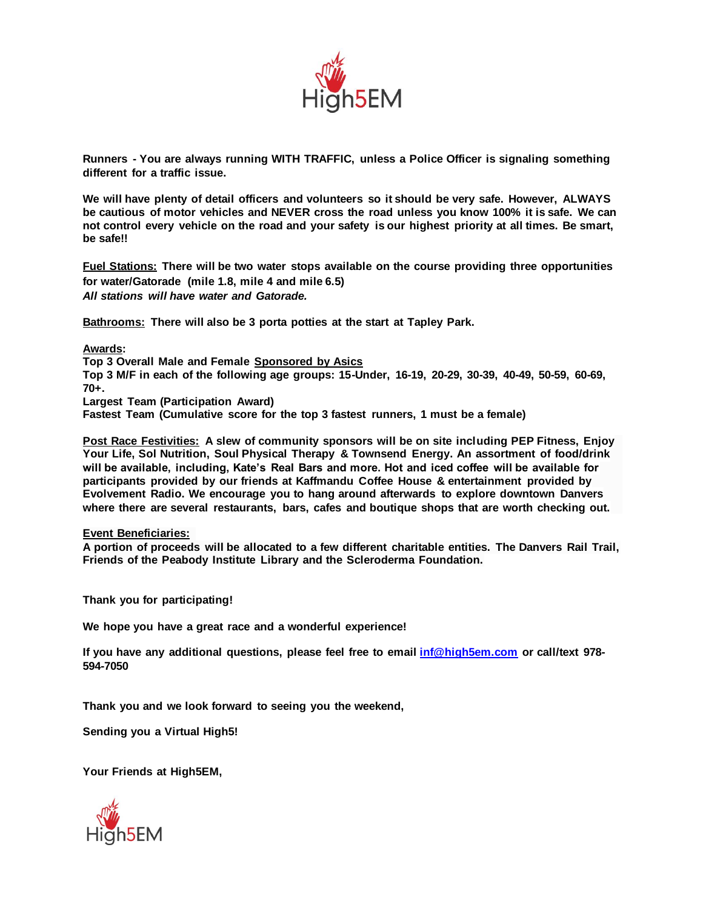**Runners - You are always running WITH TRAFFIC, unless a Police Officer is signaling something different for a traffic issue.**

**We will have plenty of detail officers and volunteers so it should be very safe. However, ALWAYS be cautious of motor vehicles and NEVER cross the road unless you know 100% it is safe. We can not control every vehicle on the road and your safety is our highest priority at all times. Be smart, be safe!!**

**Fuel Stations: There will be two water stops available on the course providing three opportunities for water/Gatorade (mile 1.8, mile 4 and mile 6.5)**
***All stations will have water and Gatorade.***

**Bathrooms: There will also be 3 porta potties at the start at Tapley Park.**

**Awards:**
**Top 3 Overall Male and Female Sponsored by Asics**
**Top 3 M/F in each of the following age groups: 15-Under, 16-19, 20-29, 30-39, 40-49, 50-59, 60-69, 70+.**
**Largest Team (Participation Award)**
**Fastest Team (Cumulative score for the top 3 fastest runners, 1 must be a female)**

**Post Race Festivities: A slew of community sponsors will be on site including PEP Fitness, Enjoy Your Life, Sol Nutrition, Soul Physical Therapy & Townsend Energy. An assortment of food/drink will be available, including, Kate's Real Bars and more. Hot and iced coffee will be available for participants provided by our friends at Kaffmandu Coffee House & entertainment provided by Evolvement Radio. We encourage you to hang around afterwards to explore downtown Danvers where there are several restaurants, bars, cafes and boutique shops that are worth checking out.**

**Event Beneficiaries:**
**A portion of proceeds will be allocated to a few different charitable entities. The Danvers Rail Trail, Friends of the Peabody Institute Library and the Scleroderma Foundation.**

**Thank you for participating!**

**We hope you have a great race and a wonderful experience!**

**If you have any additional questions, please feel free to email [inf@high5em.com](mailto:inf@high5em.com) or call/text 978-594-7050**

**Thank you and we look forward to seeing you the weekend,**

**Sending you a Virtual High5!**

**Your Friends at High5EM,**